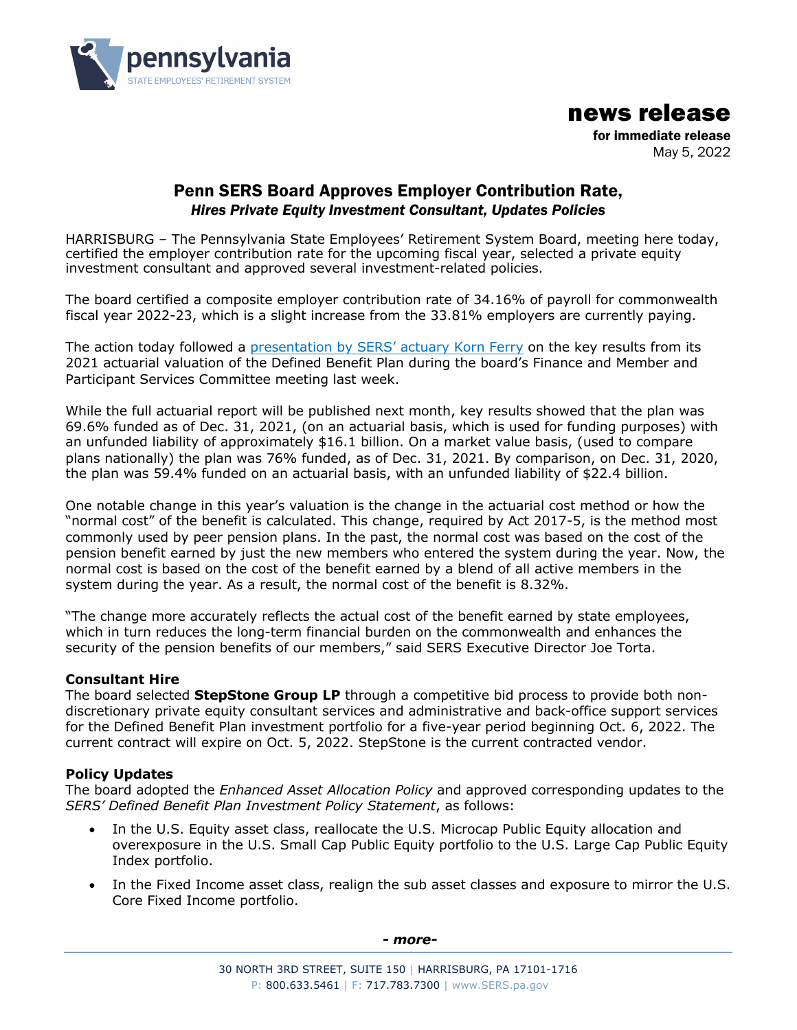pennsylvania
STATE EMPLOYEES' RETIREMENT SYSTEM

# news release

**for immediate release**
May 5, 2022

## Penn SERS Board Approves Employer Contribution Rate,
### *Hires Private Equity Investment Consultant, Updates Policies*

HARRISBURG – The Pennsylvania State Employees' Retirement System Board, meeting here today, certified the employer contribution rate for the upcoming fiscal year, selected a private equity investment consultant and approved several investment-related policies.

The board certified a composite employer contribution rate of 34.16% of payroll for commonwealth fiscal year 2022-23, which is a slight increase from the 33.81% employers are currently paying.

The action today followed a presentation by SERS' actuary Korn Ferry on the key results from its 2021 actuarial valuation of the Defined Benefit Plan during the board's Finance and Member and Participant Services Committee meeting last week.

While the full actuarial report will be published next month, key results showed that the plan was 69.6% funded as of Dec. 31, 2021, (on an actuarial basis, which is used for funding purposes) with an unfunded liability of approximately $16.1 billion. On a market value basis, (used to compare plans nationally) the plan was 76% funded, as of Dec. 31, 2021. By comparison, on Dec. 31, 2020, the plan was 59.4% funded on an actuarial basis, with an unfunded liability of $22.4 billion.

One notable change in this year's valuation is the change in the actuarial cost method or how the "normal cost" of the benefit is calculated. This change, required by Act 2017-5, is the method most commonly used by peer pension plans. In the past, the normal cost was based on the cost of the pension benefit earned by just the new members who entered the system during the year. Now, the normal cost is based on the cost of the benefit earned by a blend of all active members in the system during the year. As a result, the normal cost of the benefit is 8.32%.

"The change more accurately reflects the actual cost of the benefit earned by state employees, which in turn reduces the long-term financial burden on the commonwealth and enhances the security of the pension benefits of our members," said SERS Executive Director Joe Torta.

**Consultant Hire**
The board selected **StepStone Group LP** through a competitive bid process to provide both non-discretionary private equity consultant services and administrative and back-office support services for the Defined Benefit Plan investment portfolio for a five-year period beginning Oct. 6, 2022. The current contract will expire on Oct. 5, 2022. StepStone is the current contracted vendor.

**Policy Updates**
The board adopted the *Enhanced Asset Allocation Policy* and approved corresponding updates to the *SERS' Defined Benefit Plan Investment Policy Statement*, as follows:

- In the U.S. Equity asset class, reallocate the U.S. Microcap Public Equity allocation and overexposure in the U.S. Small Cap Public Equity portfolio to the U.S. Large Cap Public Equity Index portfolio.
- In the Fixed Income asset class, realign the sub asset classes and exposure to mirror the U.S. Core Fixed Income portfolio.

*- more-*

30 NORTH 3RD STREET, SUITE 150 | HARRISBURG, PA 17101-1716
P: 800.633.5461 | F: 717.783.7300 | www.SERS.pa.gov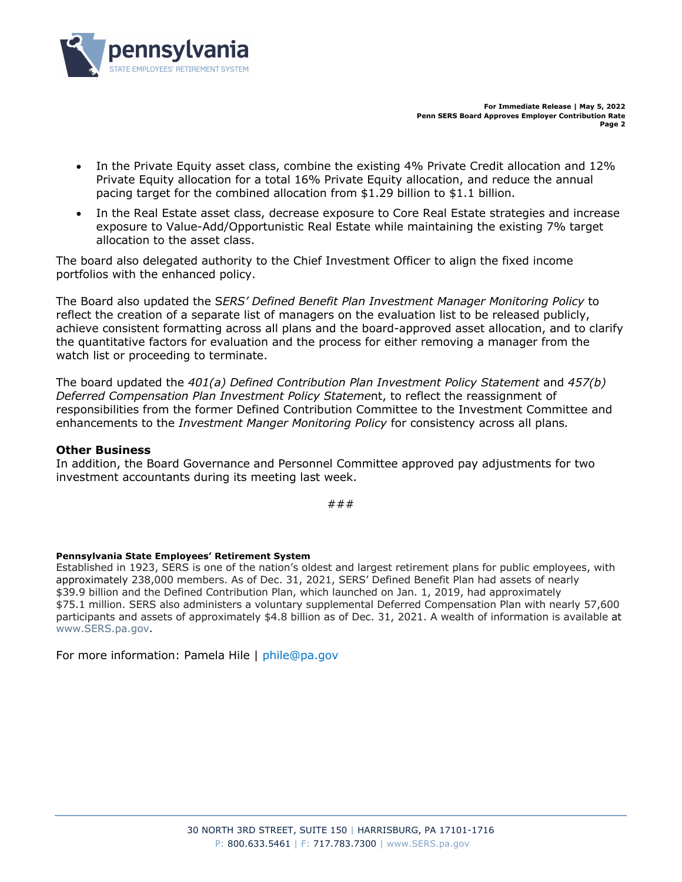- In the Private Equity asset class, combine the existing 4% Private Credit allocation and 12% Private Equity allocation for a total 16% Private Equity allocation, and reduce the annual pacing target for the combined allocation from $1.29 billion to $1.1 billion.
- In the Real Estate asset class, decrease exposure to Core Real Estate strategies and increase exposure to Value-Add/Opportunistic Real Estate while maintaining the existing 7% target allocation to the asset class.

The board also delegated authority to the Chief Investment Officer to align the fixed income portfolios with the enhanced policy.

The Board also updated the S*ERS' Defined Benefit Plan Investment Manager Monitoring Policy* to reflect the creation of a separate list of managers on the evaluation list to be released publicly, achieve consistent formatting across all plans and the board-approved asset allocation, and to clarify the quantitative factors for evaluation and the process for either removing a manager from the watch list or proceeding to terminate.

The board updated the *401(a) Defined Contribution Plan Investment Policy Statement* and *457(b) Deferred Compensation Plan Investment Policy Statemen*t, to reflect the reassignment of responsibilities from the former Defined Contribution Committee to the Investment Committee and enhancements to the *Investment Manger Monitoring Policy* for consistency across all plans.

**Other Business**
In addition, the Board Governance and Personnel Committee approved pay adjustments for two investment accountants during its meeting last week.

###

**Pennsylvania State Employees' Retirement System**
Established in 1923, SERS is one of the nation's oldest and largest retirement plans for public employees, with approximately 238,000 members. As of Dec. 31, 2021, SERS' Defined Benefit Plan had assets of nearly $39.9 billion and the Defined Contribution Plan, which launched on Jan. 1, 2019, had approximately $75.1 million. SERS also administers a voluntary supplemental Deferred Compensation Plan with nearly 57,600 participants and assets of approximately $4.8 billion as of Dec. 31, 2021. A wealth of information is available at www.SERS.pa.gov.

For more information: Pamela Hile | phile@pa.gov